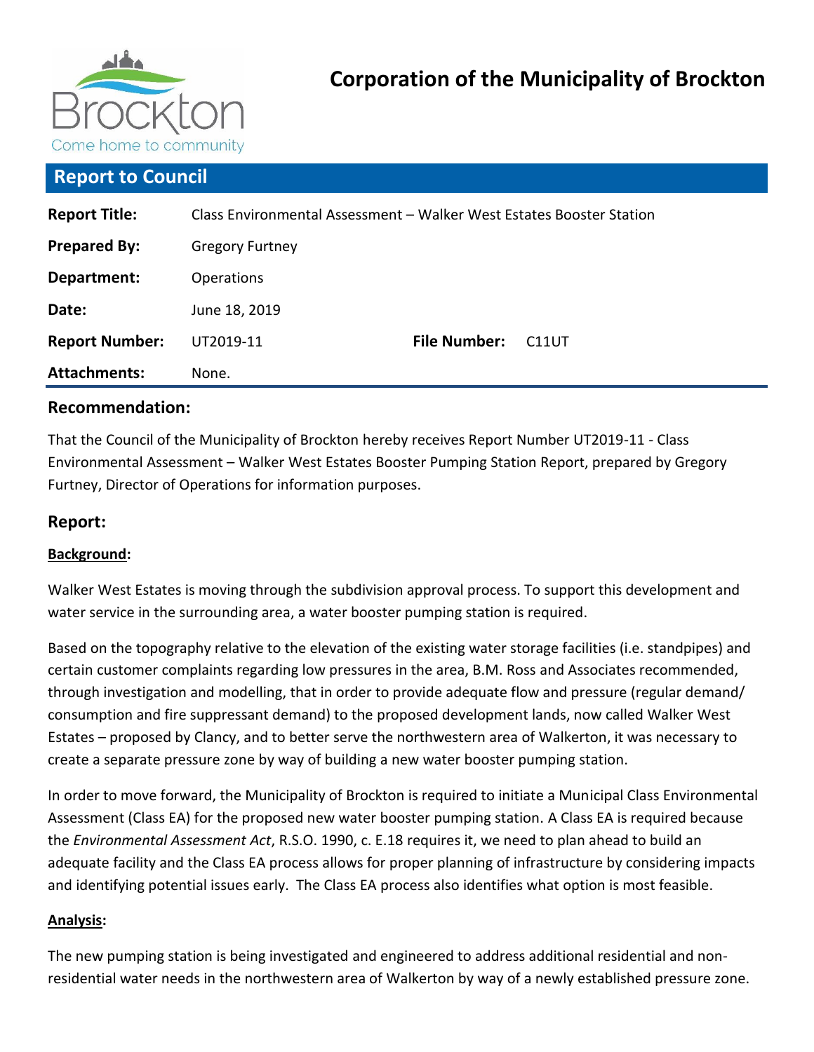# Corporation of the Municipality of Brockton

## Report to Council

| | | | |
|---|---|---|---|
| **Report Title:** | Class Environmental Assessment – Walker West Estates Booster Station | | |
| **Prepared By:** | Gregory Furtney | | |
| **Department:** | Operations | | |
| **Date:** | June 18, 2019 | | |
| **Report Number:** | UT2019-11 | **File Number:** | C11UT |
| **Attachments:** | None. | | |

### Recommendation:

That the Council of the Municipality of Brockton hereby receives Report Number UT2019-11 - Class Environmental Assessment – Walker West Estates Booster Pumping Station Report, prepared by Gregory Furtney, Director of Operations for information purposes.

### Report:

**Background:**

Walker West Estates is moving through the subdivision approval process. To support this development and water service in the surrounding area, a water booster pumping station is required.

Based on the topography relative to the elevation of the existing water storage facilities (i.e. standpipes) and certain customer complaints regarding low pressures in the area, B.M. Ross and Associates recommended, through investigation and modelling, that in order to provide adequate flow and pressure (regular demand/ consumption and fire suppressant demand) to the proposed development lands, now called Walker West Estates – proposed by Clancy, and to better serve the northwestern area of Walkerton, it was necessary to create a separate pressure zone by way of building a new water booster pumping station.

In order to move forward, the Municipality of Brockton is required to initiate a Municipal Class Environmental Assessment (Class EA) for the proposed new water booster pumping station. A Class EA is required because the *Environmental Assessment Act*, R.S.O. 1990, c. E.18 requires it, we need to plan ahead to build an adequate facility and the Class EA process allows for proper planning of infrastructure by considering impacts and identifying potential issues early. The Class EA process also identifies what option is most feasible.

**Analysis:**

The new pumping station is being investigated and engineered to address additional residential and non-residential water needs in the northwestern area of Walkerton by way of a newly established pressure zone.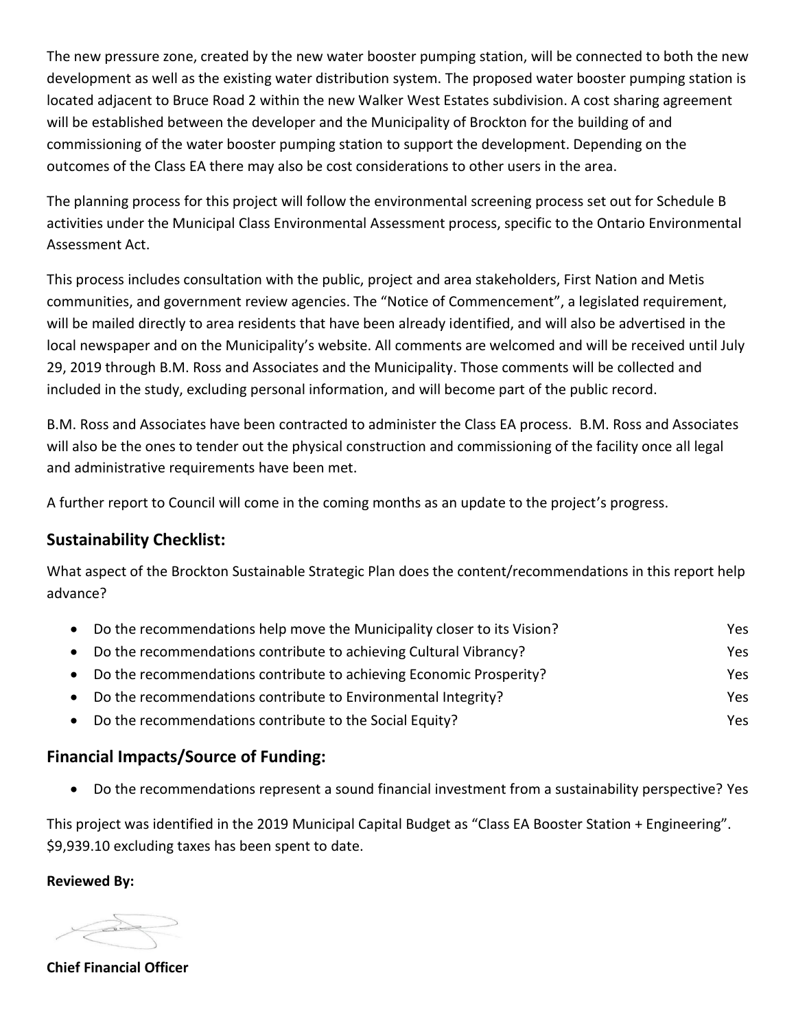The new pressure zone, created by the new water booster pumping station, will be connected to both the new development as well as the existing water distribution system. The proposed water booster pumping station is located adjacent to Bruce Road 2 within the new Walker West Estates subdivision. A cost sharing agreement will be established between the developer and the Municipality of Brockton for the building of and commissioning of the water booster pumping station to support the development. Depending on the outcomes of the Class EA there may also be cost considerations to other users in the area.

The planning process for this project will follow the environmental screening process set out for Schedule B activities under the Municipal Class Environmental Assessment process, specific to the Ontario Environmental Assessment Act.

This process includes consultation with the public, project and area stakeholders, First Nation and Metis communities, and government review agencies. The "Notice of Commencement", a legislated requirement, will be mailed directly to area residents that have been already identified, and will also be advertised in the local newspaper and on the Municipality's website. All comments are welcomed and will be received until July 29, 2019 through B.M. Ross and Associates and the Municipality. Those comments will be collected and included in the study, excluding personal information, and will become part of the public record.

B.M. Ross and Associates have been contracted to administer the Class EA process. B.M. Ross and Associates will also be the ones to tender out the physical construction and commissioning of the facility once all legal and administrative requirements have been met.

A further report to Council will come in the coming months as an update to the project's progress.

## Sustainability Checklist:

What aspect of the Brockton Sustainable Strategic Plan does the content/recommendations in this report help advance?

- Do the recommendations help move the Municipality closer to its Vision? Yes
- Do the recommendations contribute to achieving Cultural Vibrancy? Yes
- Do the recommendations contribute to achieving Economic Prosperity? Yes
- Do the recommendations contribute to Environmental Integrity? Yes
- Do the recommendations contribute to the Social Equity? Yes

## Financial Impacts/Source of Funding:

- Do the recommendations represent a sound financial investment from a sustainability perspective? Yes

This project was identified in the 2019 Municipal Capital Budget as "Class EA Booster Station + Engineering". $9,939.10 excluding taxes has been spent to date.

**Reviewed By:**

**Chief Financial Officer**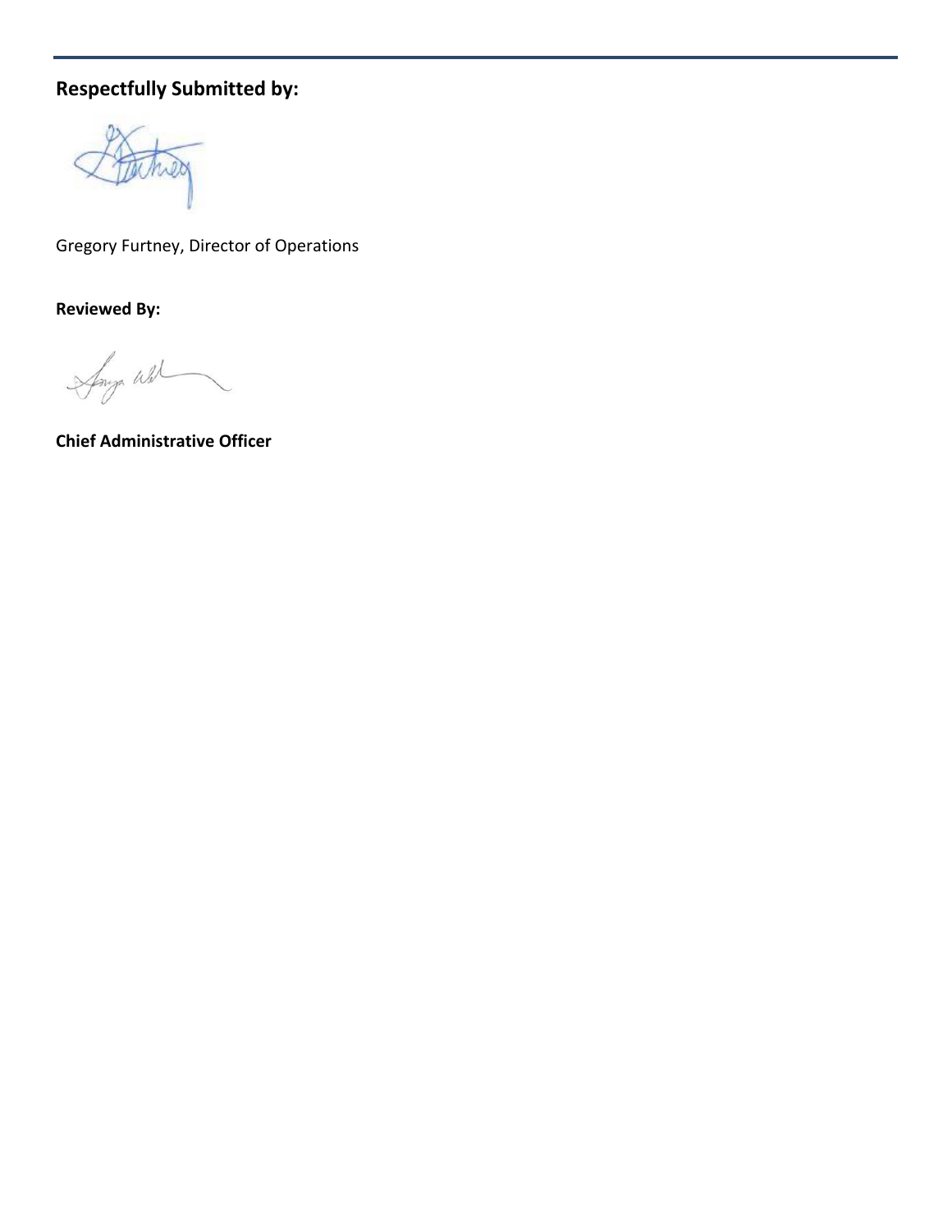**Respectfully Submitted by:**

Gregory Furtney, Director of Operations

**Reviewed By:**

**Chief Administrative Officer**